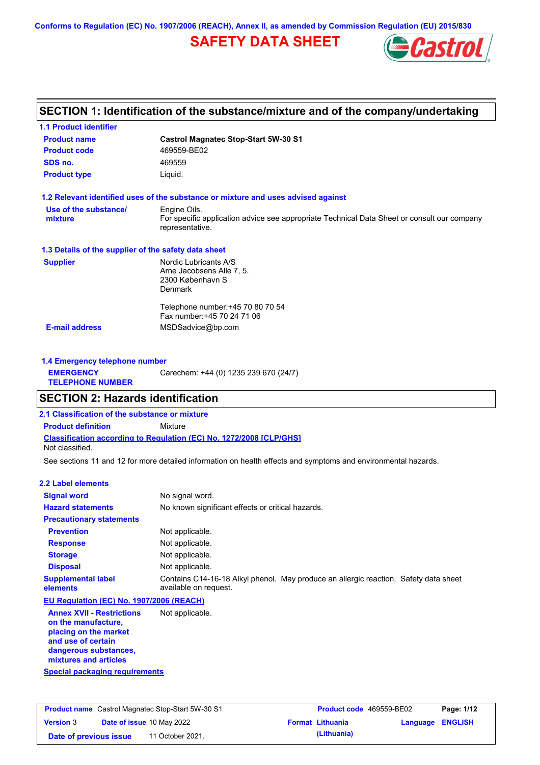Conforms to Regulation (EC) No. 1907/2006 (REACH), Annex II, as amended by Commission Regulation (EU) 2015/830

# SAFETY DATA SHEET

## SECTION 1: Identification of the substance/mixture and of the company/undertaking

### 1.1 Product identifier

| | |
|---|---|
| **Product name** | **Castrol Magnatec Stop-Start 5W-30 S1** |
| **Product code** | 469559-BE02 |
| **SDS no.** | 469559 |
| **Product type** | Liquid. |

### 1.2 Relevant identified uses of the substance or mixture and uses advised against

| | |
|---|---|
| **Use of the substance/ mixture** | Engine Oils. For specific application advice see appropriate Technical Data Sheet or consult our company representative. |

### 1.3 Details of the supplier of the safety data sheet

**Supplier**

Nordic Lubricants A/S
Arne Jacobsens Alle 7, 5.
2300 København S
Denmark

Telephone number:+45 70 80 70 54
Fax number:+45 70 24 71 06

**E-mail address** MSDSadvice@bp.com

### 1.4 Emergency telephone number

**EMERGENCY TELEPHONE NUMBER** Carechem: +44 (0) 1235 239 670 (24/7)

## SECTION 2: Hazards identification

### 2.1 Classification of the substance or mixture

**Product definition** Mixture

**Classification according to Regulation (EC) No. 1272/2008 [CLP/GHS]**

Not classified.

See sections 11 and 12 for more detailed information on health effects and symptoms and environmental hazards.

### 2.2 Label elements

| | |
|---|---|
| **Signal word** | No signal word. |
| **Hazard statements** | No known significant effects or critical hazards. |

**Precautionary statements**

| | |
|---|---|
| **Prevention** | Not applicable. |
| **Response** | Not applicable. |
| **Storage** | Not applicable. |
| **Disposal** | Not applicable. |
| **Supplemental label elements** | Contains C14-16-18 Alkyl phenol. May produce an allergic reaction. Safety data sheet available on request. |

**EU Regulation (EC) No. 1907/2006 (REACH)**

| | |
|---|---|
| **Annex XVII - Restrictions on the manufacture, placing on the market and use of certain dangerous substances, mixtures and articles** | Not applicable. |

**Special packaging requirements**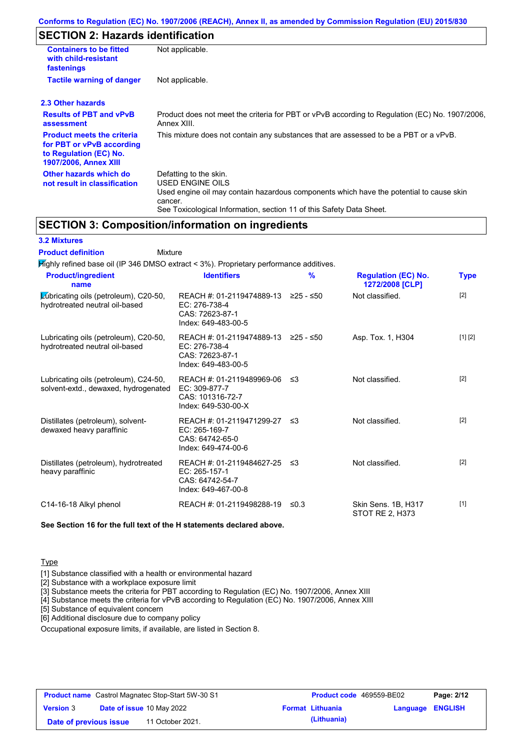Conforms to Regulation (EC) No. 1907/2006 (REACH), Annex II, as amended by Commission Regulation (EU) 2015/830

## SECTION 2: Hazards identification

| | |
|---|---|
| **Containers to be fitted with child-resistant fastenings** | Not applicable. |
| **Tactile warning of danger** | Not applicable. |

### 2.3 Other hazards

| | |
|---|---|
| **Results of PBT and vPvB assessment** | Product does not meet the criteria for PBT or vPvB according to Regulation (EC) No. 1907/2006, Annex XIII. |
| **Product meets the criteria for PBT or vPvB according to Regulation (EC) No. 1907/2006, Annex XIII** | This mixture does not contain any substances that are assessed to be a PBT or a vPvB. |
| **Other hazards which do not result in classification** | Defatting to the skin.<br>USED ENGINE OILS<br>Used engine oil may contain hazardous components which have the potential to cause skin cancer.<br>See Toxicological Information, section 11 of this Safety Data Sheet. |

## SECTION 3: Composition/information on ingredients

### 3.2 Mixtures

**Product definition** Mixture

Highly refined base oil (IP 346 DMSO extract < 3%). Proprietary performance additives.

| Product/ingredient name | Identifiers | % | Regulation (EC) No. 1272/2008 [CLP] | Type |
|---|---|---|---|---|
| Lubricating oils (petroleum), C20-50, hydrotreated neutral oil-based | REACH #: 01-2119474889-13<br>EC: 276-738-4<br>CAS: 72623-87-1<br>Index: 649-483-00-5 | ≥25 - ≤50 | Not classified. | [2] |
| Lubricating oils (petroleum), C20-50, hydrotreated neutral oil-based | REACH #: 01-2119474889-13<br>EC: 276-738-4<br>CAS: 72623-87-1<br>Index: 649-483-00-5 | ≥25 - ≤50 | Asp. Tox. 1, H304 | [1] [2] |
| Lubricating oils (petroleum), C24-50, solvent-extd., dewaxed, hydrogenated | REACH #: 01-2119489969-06<br>EC: 309-877-7<br>CAS: 101316-72-7<br>Index: 649-530-00-X | ≤3 | Not classified. | [2] |
| Distillates (petroleum), solvent-dewaxed heavy paraffinic | REACH #: 01-2119471299-27<br>EC: 265-169-7<br>CAS: 64742-65-0<br>Index: 649-474-00-6 | ≤3 | Not classified. | [2] |
| Distillates (petroleum), hydrotreated heavy paraffinic | REACH #: 01-2119484627-25<br>EC: 265-157-1<br>CAS: 64742-54-7<br>Index: 649-467-00-8 | ≤3 | Not classified. | [2] |
| C14-16-18 Alkyl phenol | REACH #: 01-2119498288-19 | ≤0.3 | Skin Sens. 1B, H317<br>STOT RE 2, H373 | [1] |

**See Section 16 for the full text of the H statements declared above.**

Type

[1] Substance classified with a health or environmental hazard
[2] Substance with a workplace exposure limit
[3] Substance meets the criteria for PBT according to Regulation (EC) No. 1907/2006, Annex XIII
[4] Substance meets the criteria for vPvB according to Regulation (EC) No. 1907/2006, Annex XIII
[5] Substance of equivalent concern
[6] Additional disclosure due to company policy

Occupational exposure limits, if available, are listed in Section 8.

| **Product name** Castrol Magnatec Stop-Start 5W-30 S1 | **Product code** 469559-BE02 | |
|---|---|---|
| **Version** 3 **Date of issue** 10 May 2022 | **Format** Lithuania (Lithuania) | **Language** ENGLISH |
| **Date of previous issue** 11 October 2021. | | |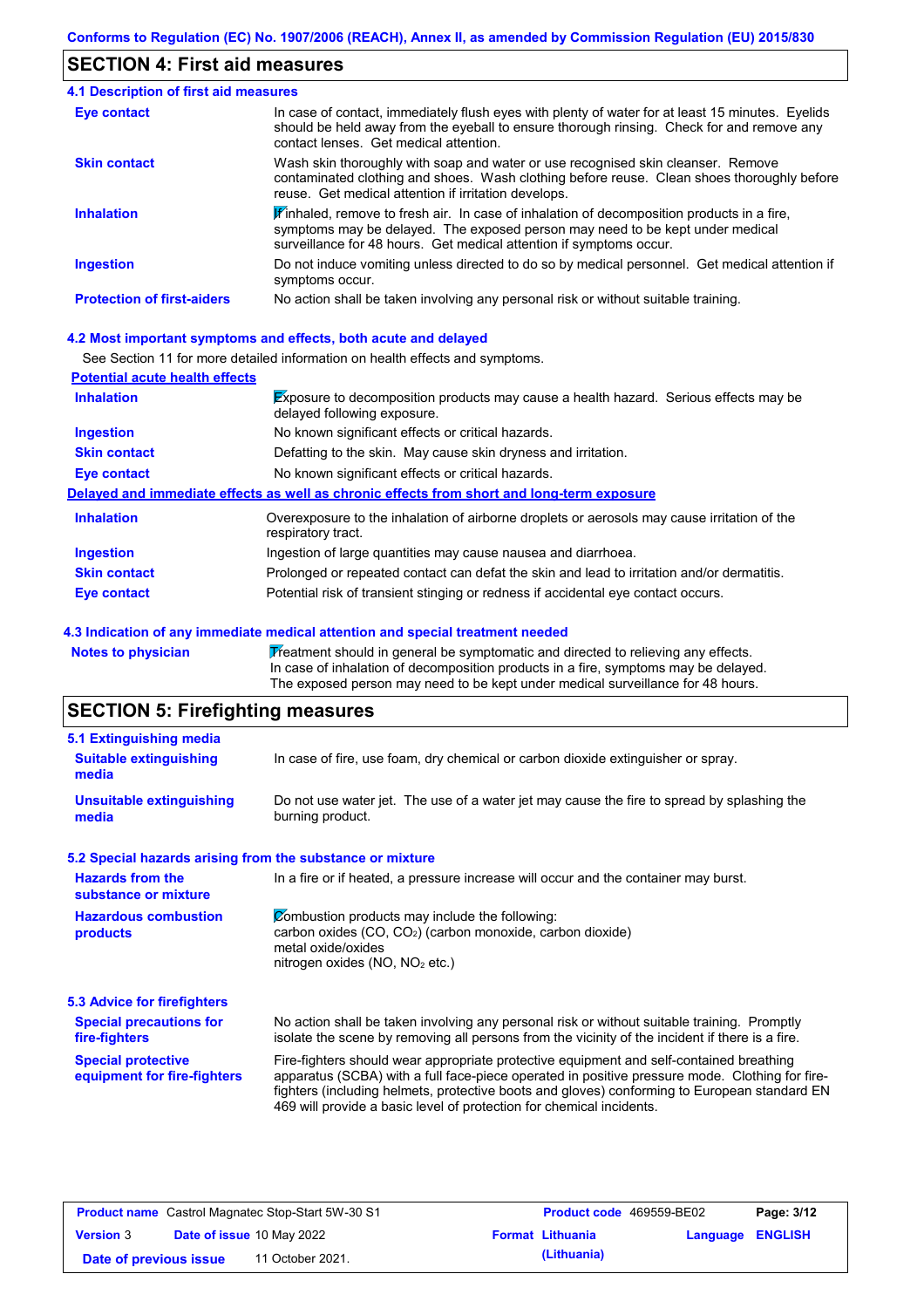Conforms to Regulation (EC) No. 1907/2006 (REACH), Annex II, as amended by Commission Regulation (EU) 2015/830

## SECTION 4: First aid measures

### 4.1 Description of first aid measures

| | |
|---|---|
| **Eye contact** | In case of contact, immediately flush eyes with plenty of water for at least 15 minutes. Eyelids should be held away from the eyeball to ensure thorough rinsing. Check for and remove any contact lenses. Get medical attention. |
| **Skin contact** | Wash skin thoroughly with soap and water or use recognised skin cleanser. Remove contaminated clothing and shoes. Wash clothing before reuse. Clean shoes thoroughly before reuse. Get medical attention if irritation develops. |
| **Inhalation** | If inhaled, remove to fresh air. In case of inhalation of decomposition products in a fire, symptoms may be delayed. The exposed person may need to be kept under medical surveillance for 48 hours. Get medical attention if symptoms occur. |
| **Ingestion** | Do not induce vomiting unless directed to do so by medical personnel. Get medical attention if symptoms occur. |
| **Protection of first-aiders** | No action shall be taken involving any personal risk or without suitable training. |

### 4.2 Most important symptoms and effects, both acute and delayed

See Section 11 for more detailed information on health effects and symptoms.

**Potential acute health effects**

| | |
|---|---|
| **Inhalation** | Exposure to decomposition products may cause a health hazard. Serious effects may be delayed following exposure. |
| **Ingestion** | No known significant effects or critical hazards. |
| **Skin contact** | Defatting to the skin. May cause skin dryness and irritation. |
| **Eye contact** | No known significant effects or critical hazards. |

**Delayed and immediate effects as well as chronic effects from short and long-term exposure**

| | |
|---|---|
| **Inhalation** | Overexposure to the inhalation of airborne droplets or aerosols may cause irritation of the respiratory tract. |
| **Ingestion** | Ingestion of large quantities may cause nausea and diarrhoea. |
| **Skin contact** | Prolonged or repeated contact can defat the skin and lead to irritation and/or dermatitis. |
| **Eye contact** | Potential risk of transient stinging or redness if accidental eye contact occurs. |

### 4.3 Indication of any immediate medical attention and special treatment needed

| | |
|---|---|
| **Notes to physician** | Treatment should in general be symptomatic and directed to relieving any effects. In case of inhalation of decomposition products in a fire, symptoms may be delayed. The exposed person may need to be kept under medical surveillance for 48 hours. |

## SECTION 5: Firefighting measures

### 5.1 Extinguishing media

| | |
|---|---|
| **Suitable extinguishing media** | In case of fire, use foam, dry chemical or carbon dioxide extinguisher or spray. |
| **Unsuitable extinguishing media** | Do not use water jet. The use of a water jet may cause the fire to spread by splashing the burning product. |

### 5.2 Special hazards arising from the substance or mixture

| | |
|---|---|
| **Hazards from the substance or mixture** | In a fire or if heated, a pressure increase will occur and the container may burst. |
| **Hazardous combustion products** | Combustion products may include the following:<br>carbon oxides (CO, $CO_2$) (carbon monoxide, carbon dioxide)<br>metal oxide/oxides<br>nitrogen oxides (NO, $NO_2$ etc.) |

### 5.3 Advice for firefighters

| | |
|---|---|
| **Special precautions for fire-fighters** | No action shall be taken involving any personal risk or without suitable training. Promptly isolate the scene by removing all persons from the vicinity of the incident if there is a fire. |
| **Special protective equipment for fire-fighters** | Fire-fighters should wear appropriate protective equipment and self-contained breathing apparatus (SCBA) with a full face-piece operated in positive pressure mode. Clothing for fire-fighters (including helmets, protective boots and gloves) conforming to European standard EN 469 will provide a basic level of protection for chemical incidents. |

| | | | |
|---|---|---|---|
| **Product name** Castrol Magnatec Stop-Start 5W-30 S1 | | **Product code** 469559-BE02 | |
| **Version** 3 | **Date of issue** 10 May 2022 | **Format** Lithuania (Lithuania) | **Language** ENGLISH |
| **Date of previous issue** | 11 October 2021. | | |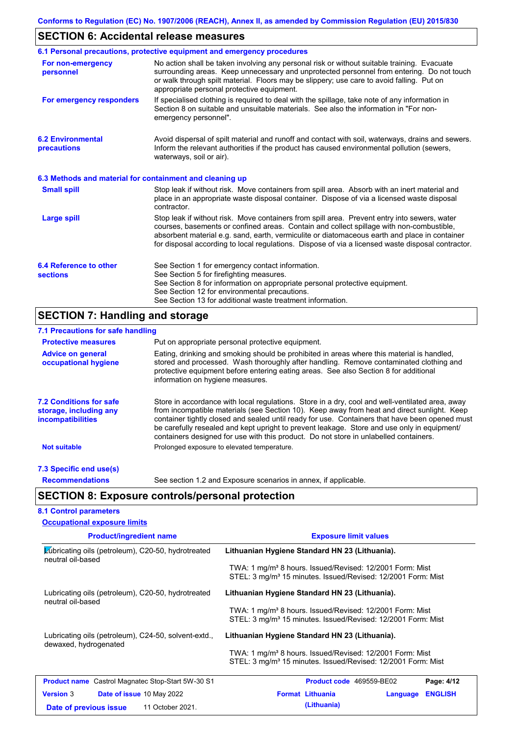## SECTION 6: Accidental release measures

### 6.1 Personal precautions, protective equipment and emergency procedures

**For non-emergency personnel**

No action shall be taken involving any personal risk or without suitable training. Evacuate surrounding areas. Keep unnecessary and unprotected personnel from entering. Do not touch or walk through spilt material. Floors may be slippery; use care to avoid falling. Put on appropriate personal protective equipment.

**For emergency responders**

If specialised clothing is required to deal with the spillage, take note of any information in Section 8 on suitable and unsuitable materials. See also the information in "For non-emergency personnel".

### 6.2 Environmental precautions

Avoid dispersal of spilt material and runoff and contact with soil, waterways, drains and sewers. Inform the relevant authorities if the product has caused environmental pollution (sewers, waterways, soil or air).

### 6.3 Methods and material for containment and cleaning up

**Small spill**

Stop leak if without risk. Move containers from spill area. Absorb with an inert material and place in an appropriate waste disposal container. Dispose of via a licensed waste disposal contractor.

**Large spill**

Stop leak if without risk. Move containers from spill area. Prevent entry into sewers, water courses, basements or confined areas. Contain and collect spillage with non-combustible, absorbent material e.g. sand, earth, vermiculite or diatomaceous earth and place in container for disposal according to local regulations. Dispose of via a licensed waste disposal contractor.

### 6.4 Reference to other sections

See Section 1 for emergency contact information.
See Section 5 for firefighting measures.
See Section 8 for information on appropriate personal protective equipment.
See Section 12 for environmental precautions.
See Section 13 for additional waste treatment information.

## SECTION 7: Handling and storage

### 7.1 Precautions for safe handling

**Protective measures**

Put on appropriate personal protective equipment.

**Advice on general occupational hygiene**

Eating, drinking and smoking should be prohibited in areas where this material is handled, stored and processed. Wash thoroughly after handling. Remove contaminated clothing and protective equipment before entering eating areas. See also Section 8 for additional information on hygiene measures.

### 7.2 Conditions for safe storage, including any incompatibilities

Store in accordance with local regulations. Store in a dry, cool and well-ventilated area, away from incompatible materials (see Section 10). Keep away from heat and direct sunlight. Keep container tightly closed and sealed until ready for use. Containers that have been opened must be carefully resealed and kept upright to prevent leakage. Store and use only in equipment/ containers designed for use with this product. Do not store in unlabelled containers.

**Not suitable**

Prolonged exposure to elevated temperature.

### 7.3 Specific end use(s)

**Recommendations**

See section 1.2 and Exposure scenarios in annex, if applicable.

## SECTION 8: Exposure controls/personal protection

### 8.1 Control parameters

**Occupational exposure limits**

| Product/ingredient name | Exposure limit values |
|---|---|
| Lubricating oils (petroleum), C20-50, hydrotreated neutral oil-based | **Lithuanian Hygiene Standard HN 23 (Lithuania).**<br>TWA: 1 mg/m³ 8 hours. Issued/Revised: 12/2001 Form: Mist<br>STEL: 3 mg/m³ 15 minutes. Issued/Revised: 12/2001 Form: Mist |
| Lubricating oils (petroleum), C20-50, hydrotreated neutral oil-based | **Lithuanian Hygiene Standard HN 23 (Lithuania).**<br>TWA: 1 mg/m³ 8 hours. Issued/Revised: 12/2001 Form: Mist<br>STEL: 3 mg/m³ 15 minutes. Issued/Revised: 12/2001 Form: Mist |
| Lubricating oils (petroleum), C24-50, solvent-extd., dewaxed, hydrogenated | **Lithuanian Hygiene Standard HN 23 (Lithuania).**<br>TWA: 1 mg/m³ 8 hours. Issued/Revised: 12/2001 Form: Mist<br>STEL: 3 mg/m³ 15 minutes. Issued/Revised: 12/2001 Form: Mist |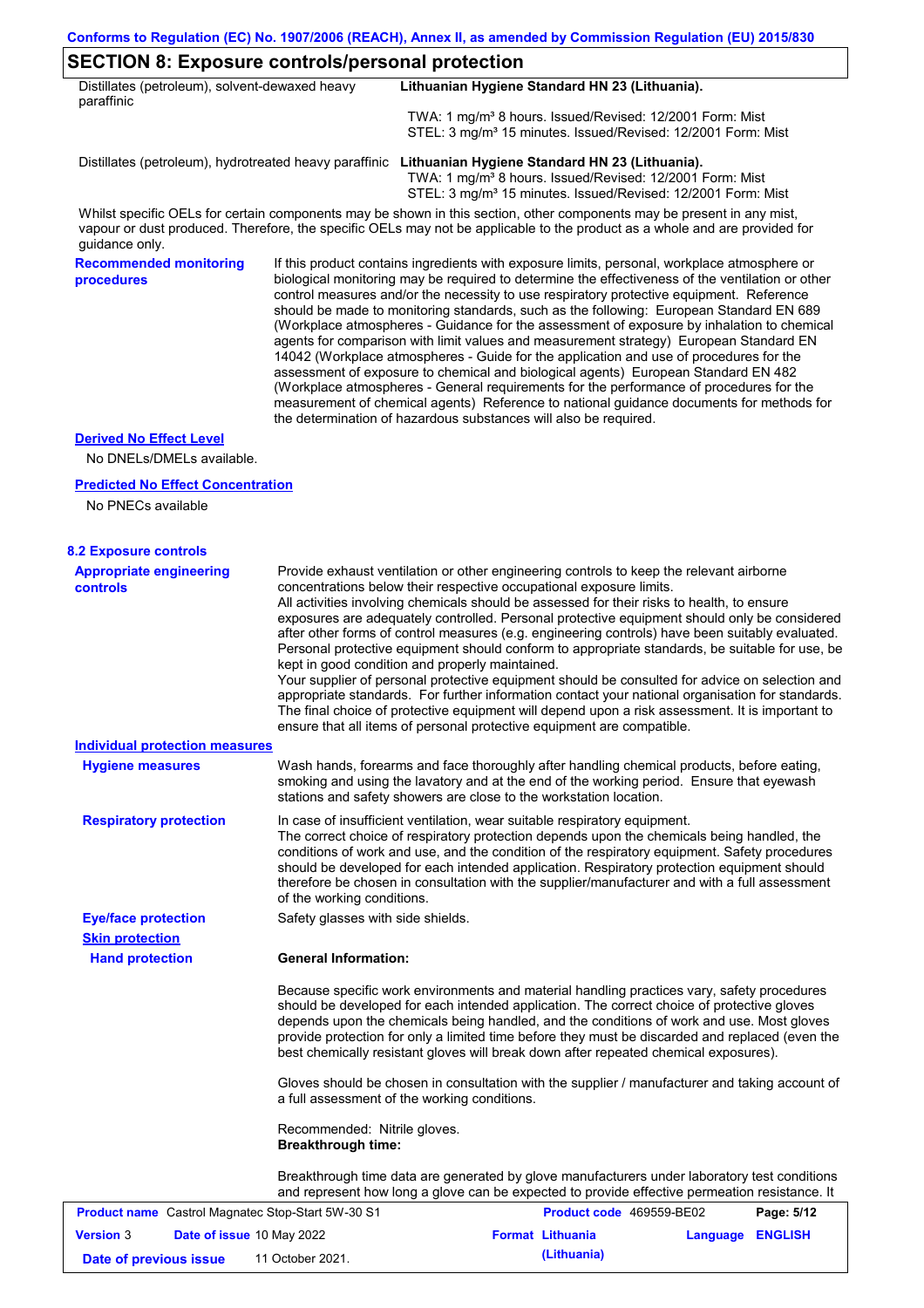## SECTION 8: Exposure controls/personal protection

| | |
|---|---|
| Distillates (petroleum), solvent-dewaxed heavy paraffinic | **Lithuanian Hygiene Standard HN 23 (Lithuania).**<br>TWA: 1 mg/m³ 8 hours. Issued/Revised: 12/2001 Form: Mist<br>STEL: 3 mg/m³ 15 minutes. Issued/Revised: 12/2001 Form: Mist |
| Distillates (petroleum), hydrotreated heavy paraffinic | **Lithuanian Hygiene Standard HN 23 (Lithuania).**<br>TWA: 1 mg/m³ 8 hours. Issued/Revised: 12/2001 Form: Mist<br>STEL: 3 mg/m³ 15 minutes. Issued/Revised: 12/2001 Form: Mist |

Whilst specific OELs for certain components may be shown in this section, other components may be present in any mist, vapour or dust produced. Therefore, the specific OELs may not be applicable to the product as a whole and are provided for guidance only.

**Recommended monitoring procedures**

If this product contains ingredients with exposure limits, personal, workplace atmosphere or biological monitoring may be required to determine the effectiveness of the ventilation or other control measures and/or the necessity to use respiratory protective equipment. Reference should be made to monitoring standards, such as the following: European Standard EN 689 (Workplace atmospheres - Guidance for the assessment of exposure by inhalation to chemical agents for comparison with limit values and measurement strategy) European Standard EN 14042 (Workplace atmospheres - Guide for the application and use of procedures for the assessment of exposure to chemical and biological agents) European Standard EN 482 (Workplace atmospheres - General requirements for the performance of procedures for the measurement of chemical agents) Reference to national guidance documents for methods for the determination of hazardous substances will also be required.

**Derived No Effect Level**

No DNELs/DMELs available.

**Predicted No Effect Concentration**

No PNECs available

### 8.2 Exposure controls

**Appropriate engineering controls**

Provide exhaust ventilation or other engineering controls to keep the relevant airborne concentrations below their respective occupational exposure limits.
All activities involving chemicals should be assessed for their risks to health, to ensure exposures are adequately controlled. Personal protective equipment should only be considered after other forms of control measures (e.g. engineering controls) have been suitably evaluated. Personal protective equipment should conform to appropriate standards, be suitable for use, be kept in good condition and properly maintained.
Your supplier of personal protective equipment should be consulted for advice on selection and appropriate standards. For further information contact your national organisation for standards.
The final choice of protective equipment will depend upon a risk assessment. It is important to ensure that all items of personal protective equipment are compatible.

**Individual protection measures**

**Hygiene measures**

Wash hands, forearms and face thoroughly after handling chemical products, before eating, smoking and using the lavatory and at the end of the working period. Ensure that eyewash stations and safety showers are close to the workstation location.

**Respiratory protection**

In case of insufficient ventilation, wear suitable respiratory equipment.
The correct choice of respiratory protection depends upon the chemicals being handled, the conditions of work and use, and the condition of the respiratory equipment. Safety procedures should be developed for each intended application. Respiratory protection equipment should therefore be chosen in consultation with the supplier/manufacturer and with a full assessment of the working conditions.

**Eye/face protection**

Safety glasses with side shields.

**Skin protection**

**Hand protection**

**General Information:**

Because specific work environments and material handling practices vary, safety procedures should be developed for each intended application. The correct choice of protective gloves depends upon the chemicals being handled, and the conditions of work and use. Most gloves provide protection for only a limited time before they must be discarded and replaced (even the best chemically resistant gloves will break down after repeated chemical exposures).

Gloves should be chosen in consultation with the supplier / manufacturer and taking account of a full assessment of the working conditions.

Recommended: Nitrile gloves.
**Breakthrough time:**

Breakthrough time data are generated by glove manufacturers under laboratory test conditions and represent how long a glove can be expected to provide effective permeation resistance. It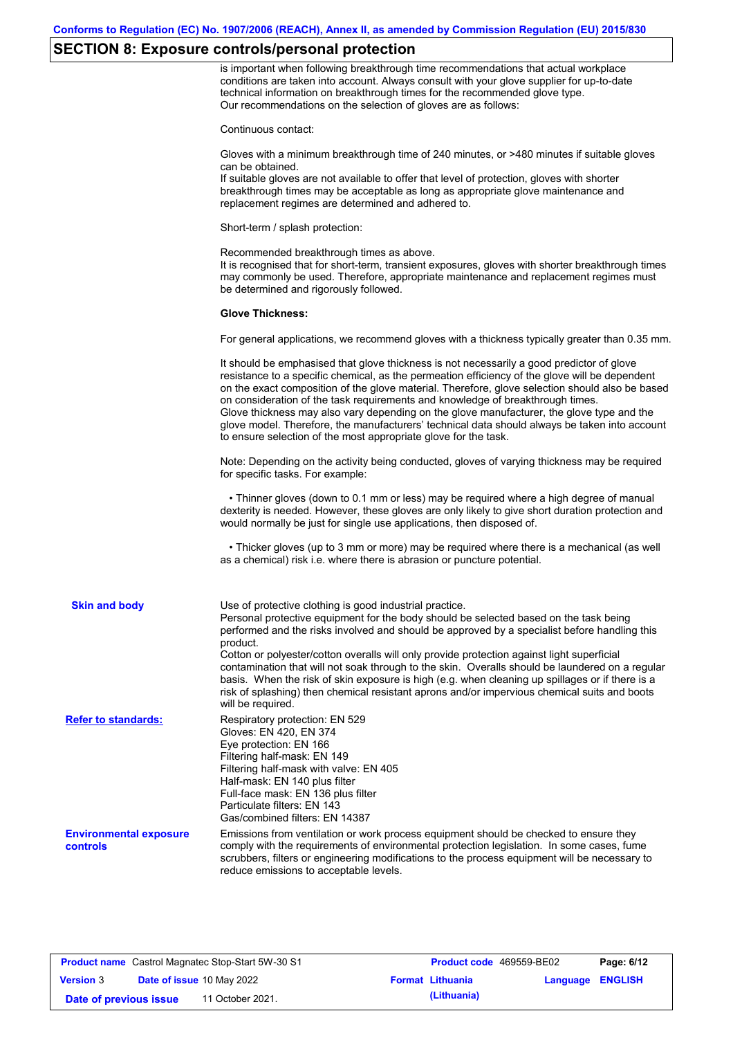## SECTION 8: Exposure controls/personal protection

is important when following breakthrough time recommendations that actual workplace conditions are taken into account. Always consult with your glove supplier for up-to-date technical information on breakthrough times for the recommended glove type.
Our recommendations on the selection of gloves are as follows:

Continuous contact:

Gloves with a minimum breakthrough time of 240 minutes, or >480 minutes if suitable gloves can be obtained.
If suitable gloves are not available to offer that level of protection, gloves with shorter breakthrough times may be acceptable as long as appropriate glove maintenance and replacement regimes are determined and adhered to.

Short-term / splash protection:

Recommended breakthrough times as above.
It is recognised that for short-term, transient exposures, gloves with shorter breakthrough times may commonly be used. Therefore, appropriate maintenance and replacement regimes must be determined and rigorously followed.

**Glove Thickness:**

For general applications, we recommend gloves with a thickness typically greater than 0.35 mm.

It should be emphasised that glove thickness is not necessarily a good predictor of glove resistance to a specific chemical, as the permeation efficiency of the glove will be dependent on the exact composition of the glove material. Therefore, glove selection should also be based on consideration of the task requirements and knowledge of breakthrough times.
Glove thickness may also vary depending on the glove manufacturer, the glove type and the glove model. Therefore, the manufacturers' technical data should always be taken into account to ensure selection of the most appropriate glove for the task.

Note: Depending on the activity being conducted, gloves of varying thickness may be required for specific tasks. For example:

• Thinner gloves (down to 0.1 mm or less) may be required where a high degree of manual dexterity is needed. However, these gloves are only likely to give short duration protection and would normally be just for single use applications, then disposed of.

• Thicker gloves (up to 3 mm or more) may be required where there is a mechanical (as well as a chemical) risk i.e. where there is abrasion or puncture potential.

**Skin and body**

Use of protective clothing is good industrial practice.
Personal protective equipment for the body should be selected based on the task being performed and the risks involved and should be approved by a specialist before handling this product.
Cotton or polyester/cotton overalls will only provide protection against light superficial contamination that will not soak through to the skin. Overalls should be laundered on a regular basis. When the risk of skin exposure is high (e.g. when cleaning up spillages or if there is a risk of splashing) then chemical resistant aprons and/or impervious chemical suits and boots will be required.

**Refer to standards:**

Respiratory protection: EN 529
Gloves: EN 420, EN 374
Eye protection: EN 166
Filtering half-mask: EN 149
Filtering half-mask with valve: EN 405
Half-mask: EN 140 plus filter
Full-face mask: EN 136 plus filter
Particulate filters: EN 143
Gas/combined filters: EN 14387

**Environmental exposure controls**

Emissions from ventilation or work process equipment should be checked to ensure they comply with the requirements of environmental protection legislation. In some cases, fume scrubbers, filters or engineering modifications to the process equipment will be necessary to reduce emissions to acceptable levels.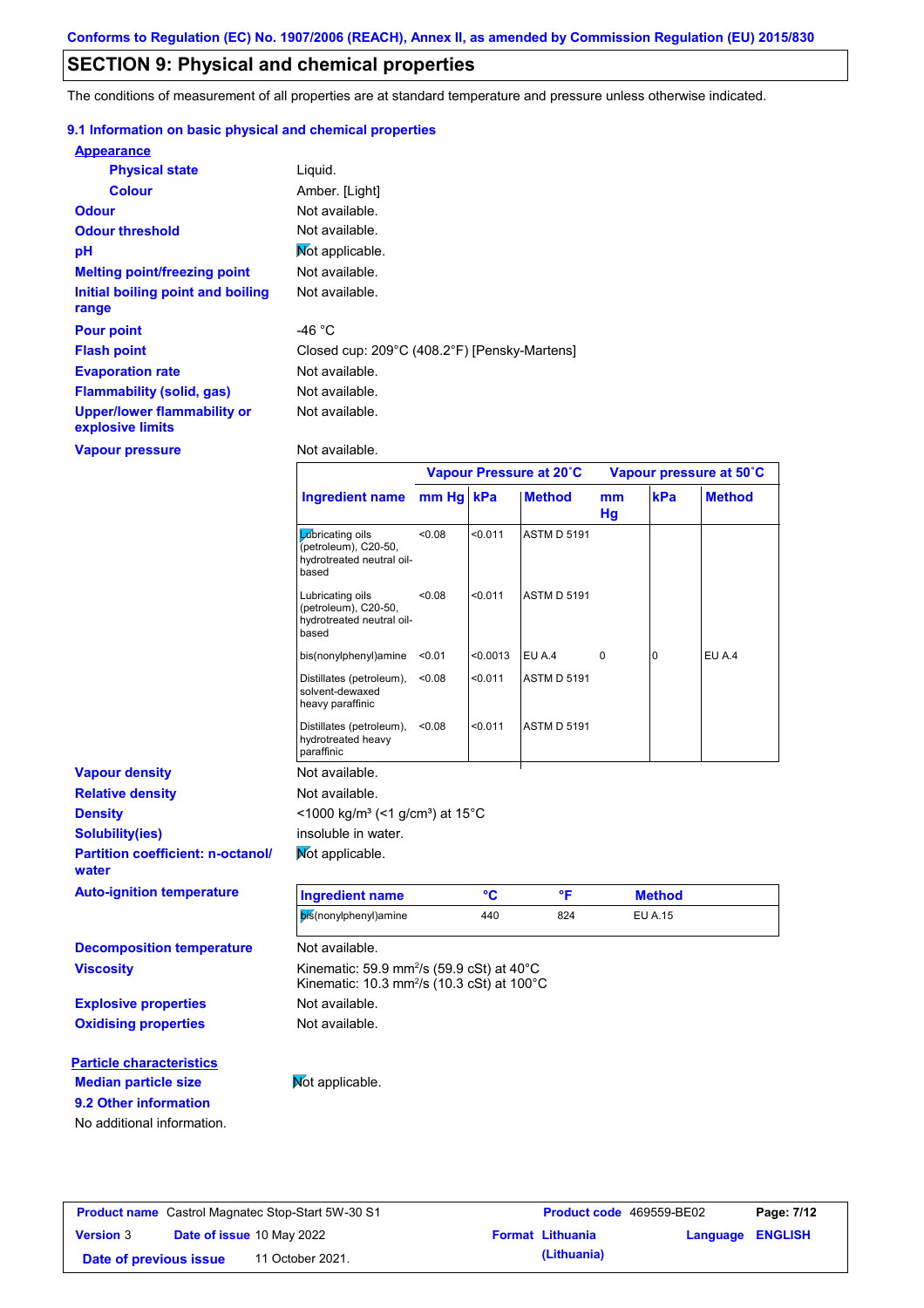## SECTION 9: Physical and chemical properties

The conditions of measurement of all properties are at standard temperature and pressure unless otherwise indicated.

### 9.1 Information on basic physical and chemical properties

**Appearance**

**Physical state** Liquid.

**Colour** Amber. [Light]

**Odour** Not available.

**Odour threshold** Not available.

**pH** Not applicable.

**Melting point/freezing point** Not available.

**Initial boiling point and boiling range** Not available.

**Pour point** -46 °C

**Flash point** Closed cup: 209°C (408.2°F) [Pensky-Martens]

**Evaporation rate** Not available.

**Flammability (solid, gas)** Not available.

**Upper/lower flammability or explosive limits** Not available.

**Vapour pressure** Not available.

| | Vapour Pressure at 20˚C | | | Vapour pressure at 50˚C | | |
|---|---|---|---|---|---|---|
| Ingredient name | mm Hg | kPa | Method | mm Hg | kPa | Method |
| Lubricating oils (petroleum), C20-50, hydrotreated neutral oil-based | <0.08 | <0.011 | ASTM D 5191 | | | |
| Lubricating oils (petroleum), C20-50, hydrotreated neutral oil-based | <0.08 | <0.011 | ASTM D 5191 | | | |
| bis(nonylphenyl)amine | <0.01 | <0.0013 | EU A.4 | 0 | 0 | EU A.4 |
| Distillates (petroleum), solvent-dewaxed heavy paraffinic | <0.08 | <0.011 | ASTM D 5191 | | | |
| Distillates (petroleum), hydrotreated heavy paraffinic | <0.08 | <0.011 | ASTM D 5191 | | | |

**Vapour density** Not available.

**Relative density** Not available.

**Density** <1000 kg/m³ (<1 g/cm³) at 15°C

**Solubility(ies)** insoluble in water.

**Partition coefficient: n-octanol/water** Not applicable.

**Auto-ignition temperature**

| Ingredient name | °C | °F | Method |
|---|---|---|---|
| bis(nonylphenyl)amine | 440 | 824 | EU A.15 |

**Decomposition temperature** Not available.

**Viscosity** Kinematic: 59.9 mm²/s (59.9 cSt) at 40°C
Kinematic: 10.3 mm²/s (10.3 cSt) at 100°C

**Explosive properties** Not available.

**Oxidising properties** Not available.

**Particle characteristics**

**Median particle size** Not applicable.

### 9.2 Other information

No additional information.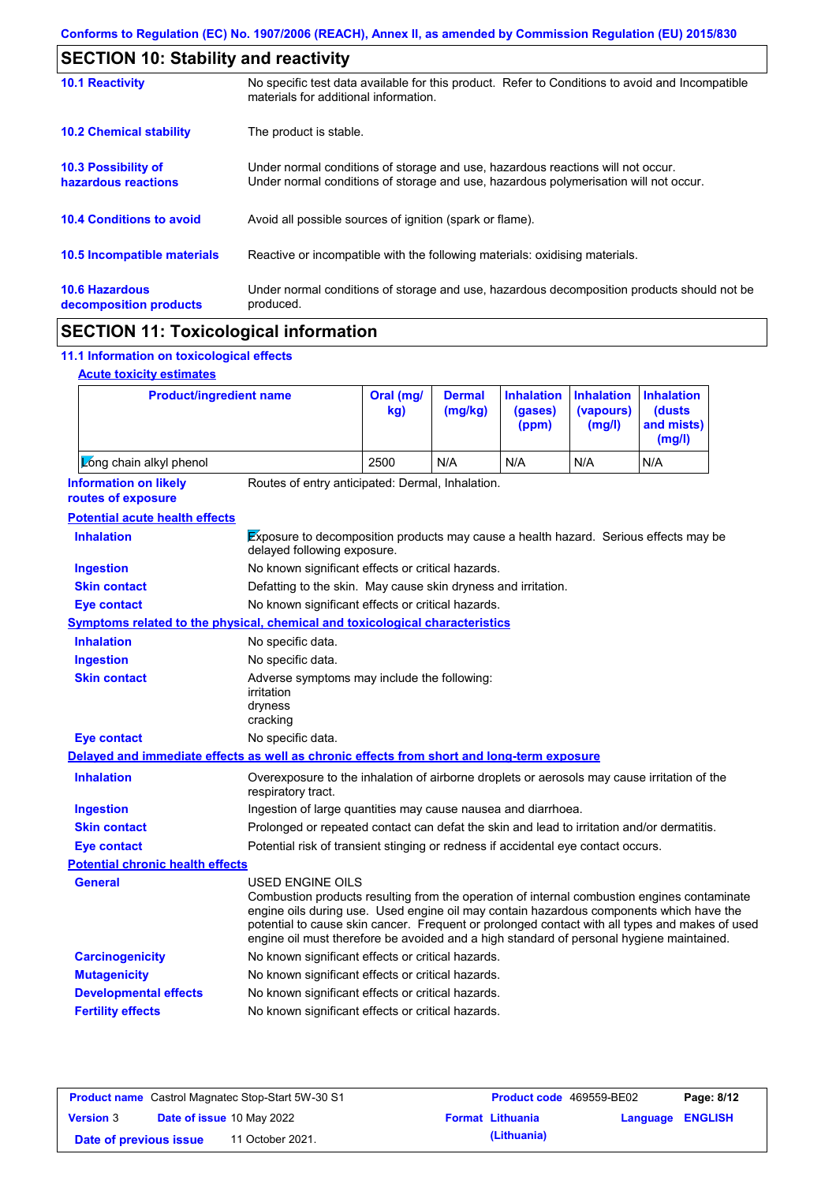Conforms to Regulation (EC) No. 1907/2006 (REACH), Annex II, as amended by Commission Regulation (EU) 2015/830

## SECTION 10: Stability and reactivity

**10.1 Reactivity**
No specific test data available for this product. Refer to Conditions to avoid and Incompatible materials for additional information.

**10.2 Chemical stability**
The product is stable.

**10.3 Possibility of hazardous reactions**
Under normal conditions of storage and use, hazardous reactions will not occur.
Under normal conditions of storage and use, hazardous polymerisation will not occur.

**10.4 Conditions to avoid**
Avoid all possible sources of ignition (spark or flame).

**10.5 Incompatible materials**
Reactive or incompatible with the following materials: oxidising materials.

**10.6 Hazardous decomposition products**
Under normal conditions of storage and use, hazardous decomposition products should not be produced.

## SECTION 11: Toxicological information

### 11.1 Information on toxicological effects

**Acute toxicity estimates**

| Product/ingredient name | Oral (mg/kg) | Dermal (mg/kg) | Inhalation (gases) (ppm) | Inhalation (vapours) (mg/l) | Inhalation (dusts and mists) (mg/l) |
|---|---|---|---|---|---|
| Long chain alkyl phenol | 2500 | N/A | N/A | N/A | N/A |

**Information on likely routes of exposure**
Routes of entry anticipated: Dermal, Inhalation.

**Potential acute health effects**

**Inhalation**
Exposure to decomposition products may cause a health hazard. Serious effects may be delayed following exposure.

**Ingestion**
No known significant effects or critical hazards.

**Skin contact**
Defatting to the skin. May cause skin dryness and irritation.

**Eye contact**
No known significant effects or critical hazards.

**Symptoms related to the physical, chemical and toxicological characteristics**

**Inhalation**
No specific data.

**Ingestion**
No specific data.

**Skin contact**
Adverse symptoms may include the following:
irritation
dryness
cracking

**Eye contact**
No specific data.

**Delayed and immediate effects as well as chronic effects from short and long-term exposure**

**Inhalation**
Overexposure to the inhalation of airborne droplets or aerosols may cause irritation of the respiratory tract.

**Ingestion**
Ingestion of large quantities may cause nausea and diarrhoea.

**Skin contact**
Prolonged or repeated contact can defat the skin and lead to irritation and/or dermatitis.

**Eye contact**
Potential risk of transient stinging or redness if accidental eye contact occurs.

**Potential chronic health effects**

**General**
USED ENGINE OILS
Combustion products resulting from the operation of internal combustion engines contaminate engine oils during use. Used engine oil may contain hazardous components which have the potential to cause skin cancer. Frequent or prolonged contact with all types and makes of used engine oil must therefore be avoided and a high standard of personal hygiene maintained.

**Carcinogenicity**
No known significant effects or critical hazards.

**Mutagenicity**
No known significant effects or critical hazards.

**Developmental effects**
No known significant effects or critical hazards.

**Fertility effects**
No known significant effects or critical hazards.

| Product name | Castrol Magnatec Stop-Start 5W-30 S1 | Product code | 469559-BE02 | Page: 8/12 |
|---|---|---|---|---|
| Version 3 | Date of issue 10 May 2022 | Format Lithuania (Lithuania) | Language ENGLISH | |
| Date of previous issue | 11 October 2021. | | | |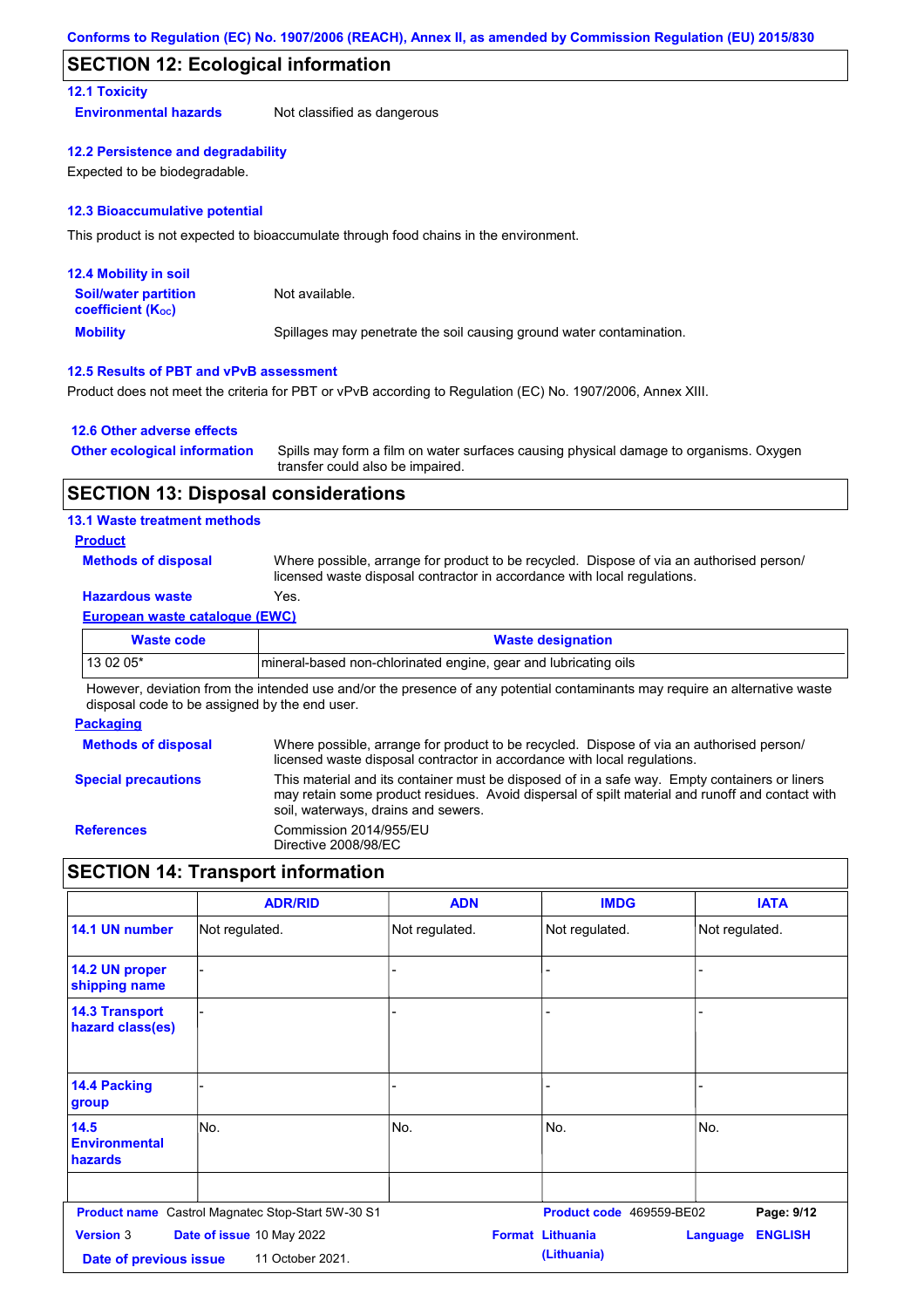## SECTION 12: Ecological information

### 12.1 Toxicity

**Environmental hazards** Not classified as dangerous

### 12.2 Persistence and degradability

Expected to be biodegradable.

### 12.3 Bioaccumulative potential

This product is not expected to bioaccumulate through food chains in the environment.

### 12.4 Mobility in soil

**Soil/water partition coefficient ($K_{OC}$)** Not available.

**Mobility** Spillages may penetrate the soil causing ground water contamination.

### 12.5 Results of PBT and vPvB assessment

Product does not meet the criteria for PBT or vPvB according to Regulation (EC) No. 1907/2006, Annex XIII.

### 12.6 Other adverse effects

**Other ecological information** Spills may form a film on water surfaces causing physical damage to organisms. Oxygen transfer could also be impaired.

## SECTION 13: Disposal considerations

### 13.1 Waste treatment methods

**Product**

**Methods of disposal** Where possible, arrange for product to be recycled. Dispose of via an authorised person/ licensed waste disposal contractor in accordance with local regulations.

**Hazardous waste** Yes.

**European waste catalogue (EWC)**

| Waste code | Waste designation |
|---|---|
| 13 02 05* | mineral-based non-chlorinated engine, gear and lubricating oils |

However, deviation from the intended use and/or the presence of any potential contaminants may require an alternative waste disposal code to be assigned by the end user.

**Packaging**

**Methods of disposal** Where possible, arrange for product to be recycled. Dispose of via an authorised person/ licensed waste disposal contractor in accordance with local regulations.

**Special precautions** This material and its container must be disposed of in a safe way. Empty containers or liners may retain some product residues. Avoid dispersal of spilt material and runoff and contact with soil, waterways, drains and sewers.

**References** Commission 2014/955/EU
Directive 2008/98/EC

## SECTION 14: Transport information

| | ADR/RID | ADN | IMDG | IATA |
|---|---|---|---|---|
| 14.1 UN number | Not regulated. | Not regulated. | Not regulated. | Not regulated. |
| 14.2 UN proper shipping name | - | - | - | - |
| 14.3 Transport hazard class(es) | - | - | - | - |
| 14.4 Packing group | - | - | - | - |
| 14.5 Environmental hazards | No. | No. | No. | No. |
| | | | | |

**Product name** Castrol Magnatec Stop-Start 5W-30 S1 **Product code** 469559-BE02
**Version** 3 **Date of issue** 10 May 2022 **Format** Lithuania (Lithuania) **Language** ENGLISH
**Date of previous issue** 11 October 2021.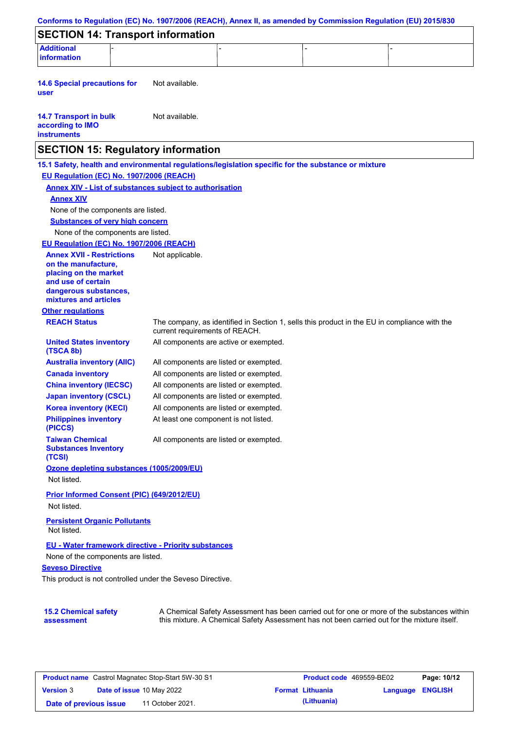## SECTION 14: Transport information

| Additional information | - | - | - | - |
|---|---|---|---|---|

**14.6 Special precautions for user**: Not available.

**14.7 Transport in bulk according to IMO instruments**: Not available.

## SECTION 15: Regulatory information

### 15.1 Safety, health and environmental regulations/legislation specific for the substance or mixture

**EU Regulation (EC) No. 1907/2006 (REACH)**

**Annex XIV - List of substances subject to authorisation**

**Annex XIV**

None of the components are listed.

**Substances of very high concern**

None of the components are listed.

**EU Regulation (EC) No. 1907/2006 (REACH)**

**Annex XVII - Restrictions on the manufacture, placing on the market and use of certain dangerous substances, mixtures and articles**: Not applicable.

**Other regulations**

| | |
|---|---|
| **REACH Status** | The company, as identified in Section 1, sells this product in the EU in compliance with the current requirements of REACH. |
| **United States inventory (TSCA 8b)** | All components are active or exempted. |
| **Australia inventory (AIIC)** | All components are listed or exempted. |
| **Canada inventory** | All components are listed or exempted. |
| **China inventory (IECSC)** | All components are listed or exempted. |
| **Japan inventory (CSCL)** | All components are listed or exempted. |
| **Korea inventory (KECI)** | All components are listed or exempted. |
| **Philippines inventory (PICCS)** | At least one component is not listed. |
| **Taiwan Chemical Substances Inventory (TCSI)** | All components are listed or exempted. |

**Ozone depleting substances (1005/2009/EU)**

Not listed.

**Prior Informed Consent (PIC) (649/2012/EU)**

Not listed.

**Persistent Organic Pollutants**

Not listed.

**EU - Water framework directive - Priority substances**

None of the components are listed.

**Seveso Directive**

This product is not controlled under the Seveso Directive.

### 15.2 Chemical safety assessment

A Chemical Safety Assessment has been carried out for one or more of the substances within this mixture. A Chemical Safety Assessment has not been carried out for the mixture itself.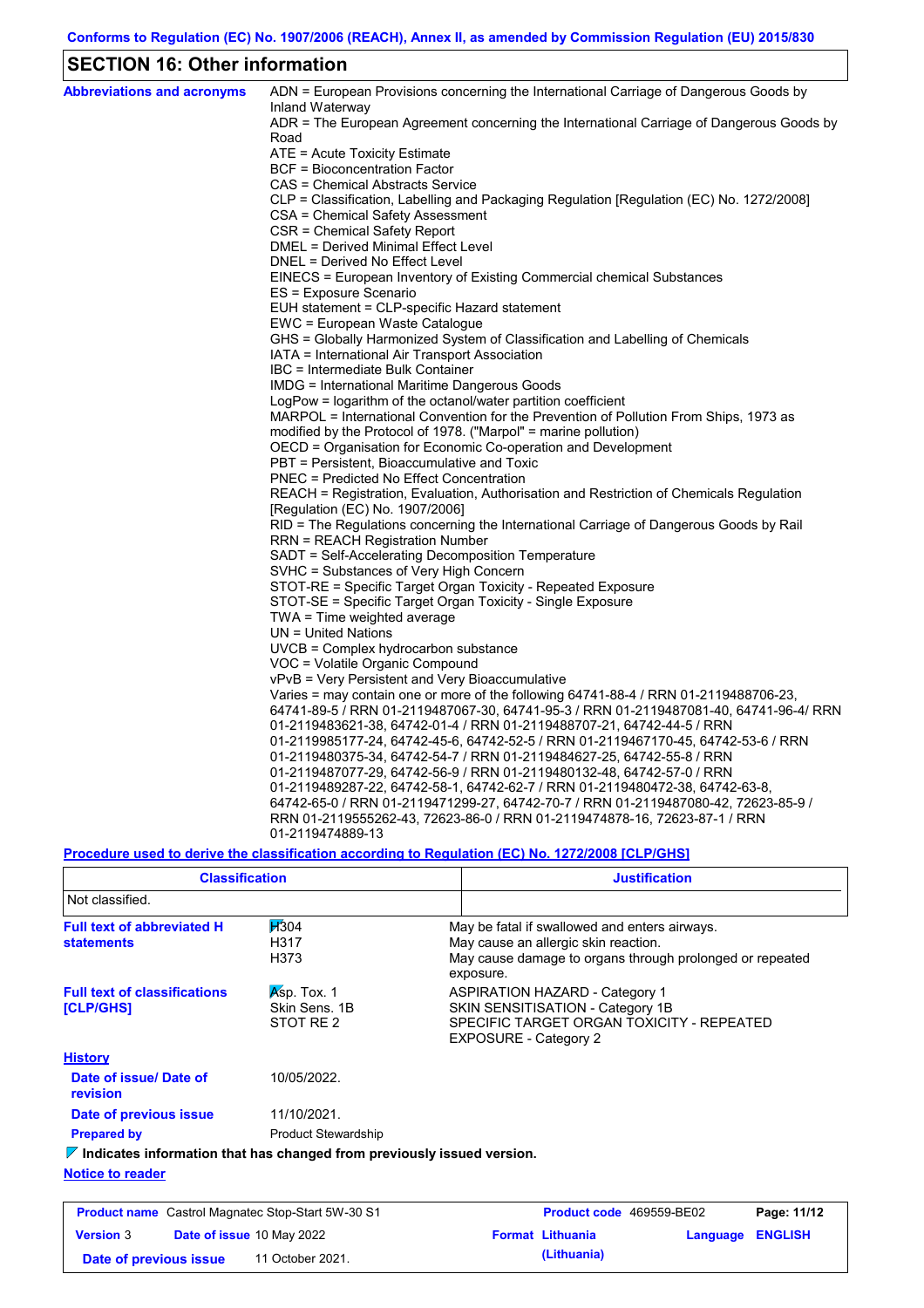## SECTION 16: Other information

**Abbreviations and acronyms**

ADN = European Provisions concerning the International Carriage of Dangerous Goods by Inland Waterway
ADR = The European Agreement concerning the International Carriage of Dangerous Goods by Road
ATE = Acute Toxicity Estimate
BCF = Bioconcentration Factor
CAS = Chemical Abstracts Service
CLP = Classification, Labelling and Packaging Regulation [Regulation (EC) No. 1272/2008]
CSA = Chemical Safety Assessment
CSR = Chemical Safety Report
DMEL = Derived Minimal Effect Level
DNEL = Derived No Effect Level
EINECS = European Inventory of Existing Commercial chemical Substances
ES = Exposure Scenario
EUH statement = CLP-specific Hazard statement
EWC = European Waste Catalogue
GHS = Globally Harmonized System of Classification and Labelling of Chemicals
IATA = International Air Transport Association
IBC = Intermediate Bulk Container
IMDG = International Maritime Dangerous Goods
LogPow = logarithm of the octanol/water partition coefficient
MARPOL = International Convention for the Prevention of Pollution From Ships, 1973 as modified by the Protocol of 1978. ("Marpol" = marine pollution)
OECD = Organisation for Economic Co-operation and Development
PBT = Persistent, Bioaccumulative and Toxic
PNEC = Predicted No Effect Concentration
REACH = Registration, Evaluation, Authorisation and Restriction of Chemicals Regulation [Regulation (EC) No. 1907/2006]
RID = The Regulations concerning the International Carriage of Dangerous Goods by Rail
RRN = REACH Registration Number
SADT = Self-Accelerating Decomposition Temperature
SVHC = Substances of Very High Concern
STOT-RE = Specific Target Organ Toxicity - Repeated Exposure
STOT-SE = Specific Target Organ Toxicity - Single Exposure
TWA = Time weighted average
UN = United Nations
UVCB = Complex hydrocarbon substance
VOC = Volatile Organic Compound
vPvB = Very Persistent and Very Bioaccumulative
Varies = may contain one or more of the following 64741-88-4 / RRN 01-2119488706-23, 64741-89-5 / RRN 01-2119487067-30, 64741-95-3 / RRN 01-2119487081-40, 64741-96-4/ RRN 01-2119483621-38, 64742-01-4 / RRN 01-2119488707-21, 64742-44-5 / RRN 01-2119985177-24, 64742-45-6, 64742-52-5 / RRN 01-2119467170-45, 64742-53-6 / RRN 01-2119480375-34, 64742-54-7 / RRN 01-2119484627-25, 64742-55-8 / RRN 01-2119487077-29, 64742-56-9 / RRN 01-2119480132-48, 64742-57-0 / RRN 01-2119489287-22, 64742-58-1, 64742-62-7 / RRN 01-2119480472-38, 64742-63-8, 64742-65-0 / RRN 01-2119471299-27, 64742-70-7 / RRN 01-2119487080-42, 72623-85-9 / RRN 01-2119555262-43, 72623-86-0 / RRN 01-2119474878-16, 72623-87-1 / RRN 01-2119474889-13

**Procedure used to derive the classification according to Regulation (EC) No. 1272/2008 [CLP/GHS]**

| Classification | Justification |
|---|---|
| Not classified. | |

**Full text of abbreviated H statements**

| | |
|---|---|
| H304 | May be fatal if swallowed and enters airways. |
| H317 | May cause an allergic skin reaction. |
| H373 | May cause damage to organs through prolonged or repeated exposure. |

**Full text of classifications [CLP/GHS]**

| | |
|---|---|
| Asp. Tox. 1 | ASPIRATION HAZARD - Category 1 |
| Skin Sens. 1B | SKIN SENSITISATION - Category 1B |
| STOT RE 2 | SPECIFIC TARGET ORGAN TOXICITY - REPEATED EXPOSURE - Category 2 |

**History**

**Date of issue/ Date of revision** 10/05/2022.

**Date of previous issue** 11/10/2021.

**Prepared by** Product Stewardship

**Indicates information that has changed from previously issued version.**

**Notice to reader**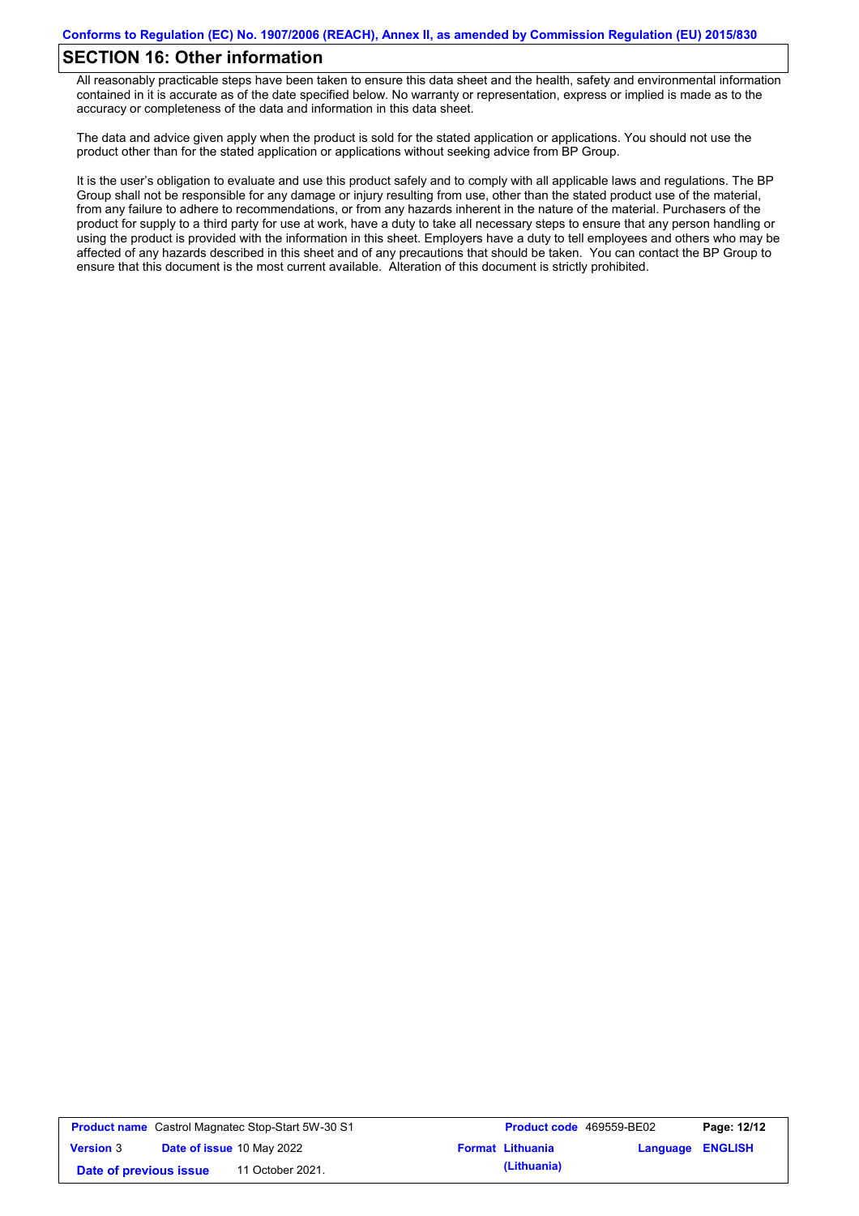## SECTION 16: Other information

All reasonably practicable steps have been taken to ensure this data sheet and the health, safety and environmental information contained in it is accurate as of the date specified below. No warranty or representation, express or implied is made as to the accuracy or completeness of the data and information in this data sheet.

The data and advice given apply when the product is sold for the stated application or applications. You should not use the product other than for the stated application or applications without seeking advice from BP Group.

It is the user's obligation to evaluate and use this product safely and to comply with all applicable laws and regulations. The BP Group shall not be responsible for any damage or injury resulting from use, other than the stated product use of the material, from any failure to adhere to recommendations, or from any hazards inherent in the nature of the material. Purchasers of the product for supply to a third party for use at work, have a duty to take all necessary steps to ensure that any person handling or using the product is provided with the information in this sheet. Employers have a duty to tell employees and others who may be affected of any hazards described in this sheet and of any precautions that should be taken. You can contact the BP Group to ensure that this document is the most current available. Alteration of this document is strictly prohibited.